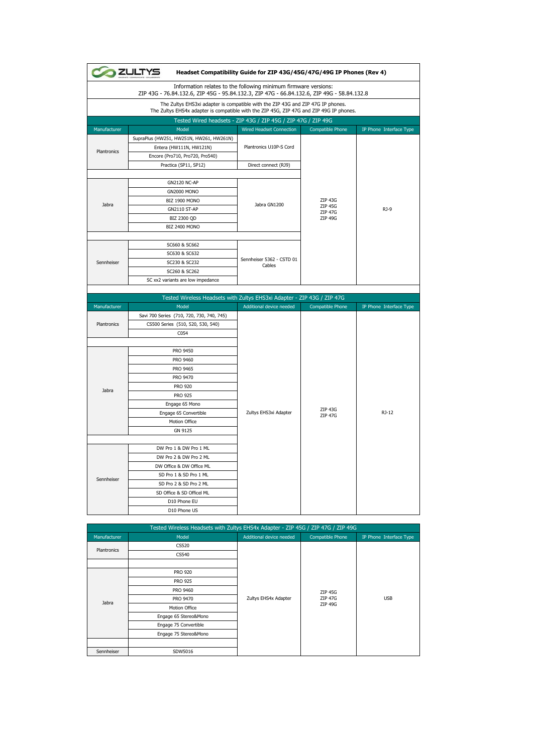# ZULTYS

## Headset Compatibility Guide for ZIP 43G/45G/47G/49G IP Phones (Rev 4)

Information relates to the following minimum firmware versions:
ZIP 43G - 76.84.132.6, ZIP 45G - 95.84.132.3, ZIP 47G - 66.84.132.6, ZIP 49G - 58.84.132.8

The Zultys EHS3xi adapter is compatible with the ZIP 43G and ZIP 47G IP phones.
The Zultys EHS4x adapter is compatible with the ZIP 45G, ZIP 47G and ZIP 49G IP phones.

### Tested Wired headsets - ZIP 43G / ZIP 45G / ZIP 47G / ZIP 49G

| Manufacturer | Model | Wired Headset Connection | Compatible Phone | IP Phone Interface Type |
|---|---|---|---|---|
| Plantronics | SupraPlus (HW251, HW251N, HW261, HW261N) | Plantronics U10P-S Cord | ZIP 43G ZIP 45G ZIP 47G ZIP 49G | RJ-9 |
| | Entera (HW111N, HW121N) | | | |
| | Encore (Pro710, Pro720, Pro540) | | | |
| | Practica (SP11, SP12) | Direct connect (RJ9) | | |
| | | | | |
| Jabra | GN2120 NC-AP | Jabra GN1200 | | |
| | GN2000 MONO | | | |
| | BIZ 1900 MONO | | | |
| | GN2110 ST-AP | | | |
| | BIZ 2300 QD | | | |
| | BIZ 2400 MONO | | | |
| | | | | |
| Sennheiser | SC660 & SC662 | Sennheiser 5362 - CSTD 01 Cables | | |
| | SC630 & SC632 | | | |
| | SC230 & SC232 | | | |
| | SC260 & SC262 | | | |
| | SC xx2 variants are low impedance | | | |

### Tested Wireless Headsets with Zultys EHS3xi Adapter - ZIP 43G / ZIP 47G

| Manufacturer | Model | Additional device needed | Compatible Phone | IP Phone Interface Type |
|---|---|---|---|---|
| Plantronics | Savi 700 Series (710, 720, 730, 740, 745) | Zultys EHS3xi Adapter | ZIP 43G ZIP 47G | RJ-12 |
| | CS500 Series (510, 520, 530, 540) | | | |
| | C054 | | | |
| | | | | |
| Jabra | PRO 9450 | | | |
| | PRO 9460 | | | |
| | PRO 9465 | | | |
| | PRO 9470 | | | |
| | PRO 920 | | | |
| | PRO 925 | | | |
| | Engage 65 Mono | | | |
| | Engage 65 Convertible | | | |
| | Motion Office | | | |
| | GN 9125 | | | |
| | | | | |
| Sennheiser | DW Pro 1 & DW Pro 1 ML | | | |
| | DW Pro 2 & DW Pro 2 ML | | | |
| | DW Office & DW Office ML | | | |
| | SD Pro 1 & SD Pro 1 ML | | | |
| | SD Pro 2 & SD Pro 2 ML | | | |
| | SD Office & SD Officel ML | | | |
| | D10 Phone EU | | | |
| | D10 Phone US | | | |

### Tested Wireless Headsets with Zultys EHS4x Adapter - ZIP 45G / ZIP 47G / ZIP 49G

| Manufacturer | Model | Additional device needed | Compatible Phone | IP Phone Interface Type |
|---|---|---|---|---|
| Plantronics | CS520 | Zultys EHS4x Adapter | ZIP 45G ZIP 47G ZIP 49G | USB |
| | CS540 | | | |
| | | | | |
| Jabra | PRO 920 | | | |
| | PRO 925 | | | |
| | PRO 9460 | | | |
| | PRO 9470 | | | |
| | Motion Office | | | |
| | Engage 65 Stereo&Mono | | | |
| | Engage 75 Convertible | | | |
| | Engage 75 Stereo&Mono | | | |
| | | | | |
| Sennheiser | SDW5016 | | | |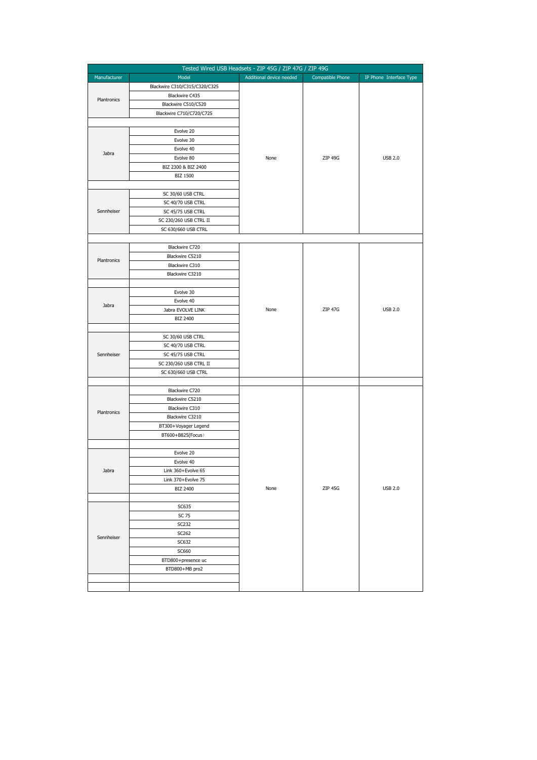| Tested Wired USB Headsets - ZIP 45G / ZIP 47G / ZIP 49G | | | | |
|---|---|---|---|---|
| Manufacturer | Model | Additional device needed | Compatible Phone | IP Phone Interface Type |
| Plantronics | Blackwire C310/C315/C320/C325 | None | ZIP 49G | USB 2.0 |
| | Blackwire C435 | | | |
| | Blackwire C510/C520 | | | |
| | Blackwire C710/C720/C725 | | | |
| | | | | |
| Jabra | Evolve 20 | | | |
| | Evolve 30 | | | |
| | Evolve 40 | | | |
| | Evolve 80 | | | |
| | BIZ 2300 & BIZ 2400 | | | |
| | BIZ 1500 | | | |
| | | | | |
| Sennheiser | SC 30/60 USB CTRL | | | |
| | SC 40/70 USB CTRL | | | |
| | SC 45/75 USB CTRL | | | |
| | SC 230/260 USB CTRL II | | | |
| | SC 630/660 USB CTRL | | | |
| | | | | |
| Plantronics | Blackwire C720 | None | ZIP 47G | USB 2.0 |
| | Blackwire C5210 | | | |
| | Blackwire C310 | | | |
| | Blackwire C3210 | | | |
| | | | | |
| Jabra | Evolve 30 | | | |
| | Evolve 40 | | | |
| | Jabra EVOLVE LINK | | | |
| | BIZ 2400 | | | |
| | | | | |
| Sennheiser | SC 30/60 USB CTRL | | | |
| | SC 40/70 USB CTRL | | | |
| | SC 45/75 USB CTRL | | | |
| | SC 230/260 USB CTRL II | | | |
| | SC 630/660 USB CTRL | | | |
| | | | | |
| Plantronics | Blackwire C720 | None | ZIP 45G | USB 2.0 |
| | Blackwire C5210 | | | |
| | Blackwire C310 | | | |
| | Blackwire C3210 | | | |
| | BT300+Voyager Legend | | | |
| | BT600+B825(Focus) | | | |
| | | | | |
| Jabra | Evolve 20 | | | |
| | Evolve 40 | | | |
| | Link 360+Evolve 65 | | | |
| | Link 370+Evolve 75 | | | |
| | BIZ 2400 | | | |
| | | | | |
| Sennheiser | SC635 | | | |
| | SC 75 | | | |
| | SC232 | | | |
| | SC262 | | | |
| | SC632 | | | |
| | SC660 | | | |
| | BTD800+presence uc | | | |
| | BTD800+MB pro2 | | | |
| | | | | |
| | | | | |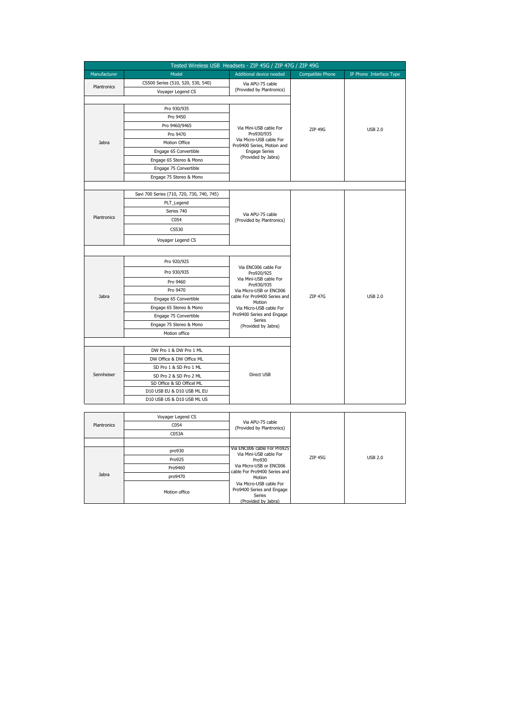| Tested Wireless USB Headsets - ZIP 45G / ZIP 47G / ZIP 49G | | | | |
|---|---|---|---|---|
| Manufacturer | Model | Additional device needed | Compatible Phone | IP Phone Interface Type |
| Plantronics | CS500 Series (510, 520, 530, 540) | Via APU-75 cable (Provided by Plantronics) | ZIP 49G | USB 2.0 |
| | Voyager Legend CS | | | |
| | | | | |
| Jabra | Pro 930/935 | Via Mini-USB cable For Pro930/935 Via Micro-USB cable For Pro9400 Series, Motion and Engage Series (Provided by Jabra) | | |
| | Pro 9450 | | | |
| | Pro 9460/9465 | | | |
| | Pro 9470 | | | |
| | Motion Office | | | |
| | Engage 65 Convertible | | | |
| | Engage 65 Stereo & Mono | | | |
| | Engage 75 Convertible | | | |
| | Engage 75 Stereo & Mono | | | |
| | | | | |
| Plantronics | Savi 700 Series (710, 720, 730, 740, 745) | Via APU-75 cable (Provided by Plantronics) | ZIP 47G | USB 2.0 |
| | PLT_Legend | | | |
| | Series 740 | | | |
| | C054 | | | |
| | CS530 | | | |
| | Voyager Legend CS | | | |
| | | | | |
| Jabra | Pro 920/925 | Via ENC006 cable For Pro920/925 Via Mini-USB cable For Pro930/935 Via Micro-USB or ENC006 cable For Pro9400 Series and Motion Via Micro-USB cable For Pro9400 Series and Engage Series (Provided by Jabra) | | |
| | Pro 930/935 | | | |
| | Pro 9460 | | | |
| | Pro 9470 | | | |
| | Engage 65 Convertible | | | |
| | Engage 65 Stereo & Mono | | | |
| | Engage 75 Convertible | | | |
| | Engage 75 Stereo & Mono | | | |
| | Motion office | | | |
| | | | | |
| Sennheiser | DW Pro 1 & DW Pro 1 ML | Direct USB | | |
| | DW Office & DW Office ML | | | |
| | SD Pro 1 & SD Pro 1 ML | | | |
| | SD Pro 2 & SD Pro 2 ML | | | |
| | SD Office & SD Officel ML | | | |
| | D10 USB EU & D10 USB ML EU | | | |
| | D10 USB US & D10 USB ML US | | | |

| Manufacturer | Model | Additional device needed | Compatible Phone | IP Phone Interface Type |
|---|---|---|---|---|
| Plantronics | Voyager Legend CS | Via APU-75 cable (Provided by Plantronics) | ZIP 45G | USB 2.0 |
| | C054 | | | |
| | C053A | | | |
| | | | | |
| Jabra | pro930 | Via ENC006 cable For Pro925 Via Mini-USB cable For Pro930 Via Micro-USB or ENC006 cable For Pro9400 Series and Motion Via Micro-USB cable For Pro9400 Series and Engage Series (Provided by Jabra) | | |
| | Pro925 | | | |
| | Pro9460 | | | |
| | pro9470 | | | |
| | Motion office | | | |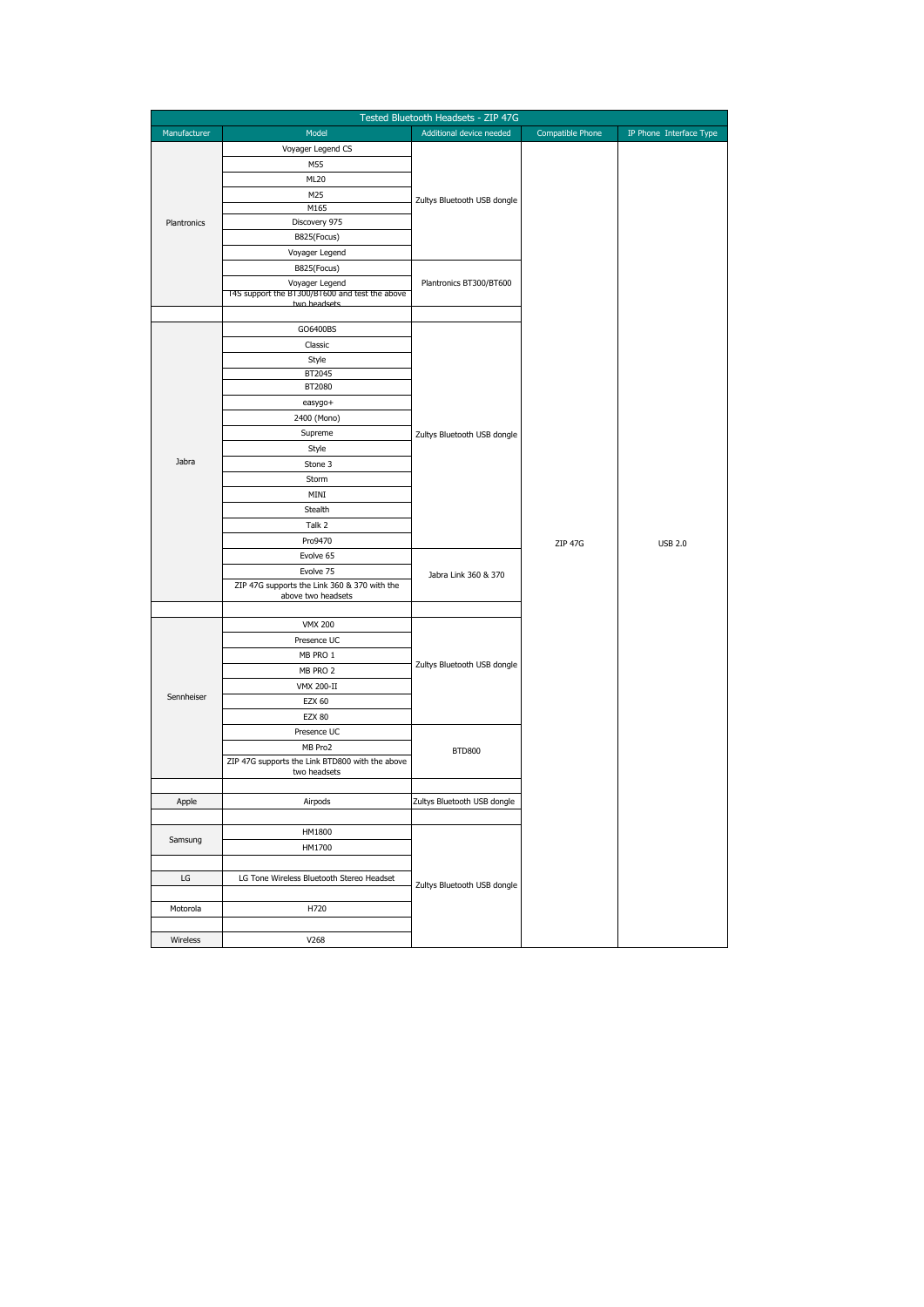| Tested Bluetooth Headsets - ZIP 47G | | | | |
|---|---|---|---|---|
| Manufacturer | Model | Additional device needed | Compatible Phone | IP Phone Interface Type |
| Plantronics | Voyager Legend CS | Zultys Bluetooth USB dongle | ZIP 47G | USB 2.0 |
| | M55 | | | |
| | ML20 | | | |
| | M25 | | | |
| | M165 | | | |
| | Discovery 975 | | | |
| | B825(Focus) | | | |
| | Voyager Legend | | | |
| | B825(Focus) | Plantronics BT300/BT600 | | |
| | Voyager Legend | | | |
| | T4S support the BT300/BT600 and test the above two headsets | | | |
| | | | | |
| Jabra | GO6400BS | Zultys Bluetooth USB dongle | | |
| | Classic | | | |
| | Style | | | |
| | BT2045 | | | |
| | BT2080 | | | |
| | easygo+ | | | |
| | 2400 (Mono) | | | |
| | Supreme | | | |
| | Style | | | |
| | Stone 3 | | | |
| | Storm | | | |
| | MINI | | | |
| | Stealth | | | |
| | Talk 2 | | | |
| | Pro9470 | | | |
| | Evolve 65 | Jabra Link 360 & 370 | | |
| | Evolve 75 | | | |
| | ZIP 47G supports the Link 360 & 370 with the above two headsets | | | |
| | | | | |
| Sennheiser | VMX 200 | Zultys Bluetooth USB dongle | | |
| | Presence UC | | | |
| | MB PRO 1 | | | |
| | MB PRO 2 | | | |
| | VMX 200-II | | | |
| | EZX 60 | | | |
| | EZX 80 | | | |
| | Presence UC | BTD800 | | |
| | MB Pro2 | | | |
| | ZIP 47G supports the Link BTD800 with the above two headsets | | | |
| | | | | |
| Apple | Airpods | Zultys Bluetooth USB dongle | | |
| | | | | |
| Samsung | HM1800 | Zultys Bluetooth USB dongle | | |
| | HM1700 | | | |
| | | | | |
| LG | LG Tone Wireless Bluetooth Stereo Headset | | | |
| | | | | |
| Motorola | H720 | | | |
| | | | | |
| Wireless | V268 | | | |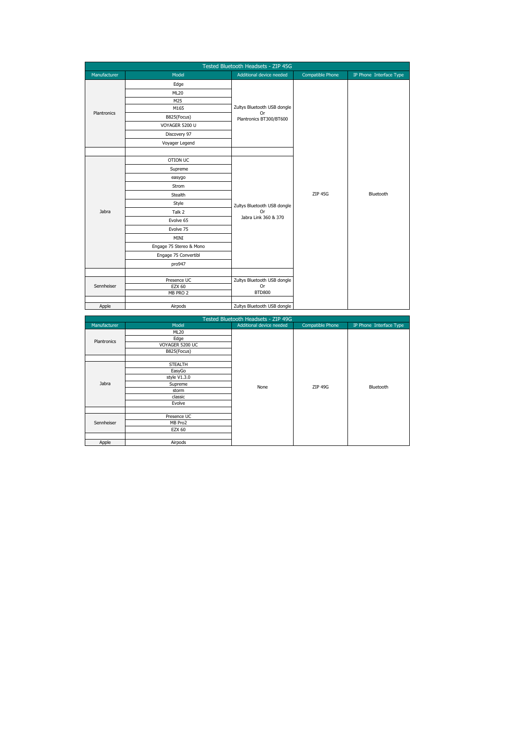| Tested Bluetooth Headsets - ZIP 45G | | | | |
|---|---|---|---|---|
| Manufacturer | Model | Additional device needed | Compatible Phone | IP Phone Interface Type |
| Plantronics | Edge | Zultys Bluetooth USB dongle Or Plantronics BT300/BT600 | ZIP 45G | Bluetooth |
| | ML20 | | | |
| | M25 | | | |
| | M165 | | | |
| | B825(Focus) | | | |
| | VOYAGER 5200 U | | | |
| | Discovery 97 | | | |
| | Voyager Legend | | | |
| | | | | |
| Jabra | OTION UC | Zultys Bluetooth USB dongle Or Jabra Link 360 & 370 | | |
| | Supreme | | | |
| | easygo | | | |
| | Strom | | | |
| | Stealth | | | |
| | Style | | | |
| | Talk 2 | | | |
| | Evolve 65 | | | |
| | Evolve 75 | | | |
| | MINI | | | |
| | Engage 75 Stereo & Mono | | | |
| | Engage 75 Convertibl | | | |
| | pro947 | | | |
| | | | | |
| Sennheiser | Presence UC | Zultys Bluetooth USB dongle Or BTD800 | | |
| | EZX 60 | | | |
| | MB PRO 2 | | | |
| | | | | |
| Apple | Airpods | Zultys Bluetooth USB dongle | | |

| Tested Bluetooth Headsets - ZIP 49G | | | | |
|---|---|---|---|---|
| Manufacturer | Model | Additional device needed | Compatible Phone | IP Phone Interface Type |
| Plantronics | ML20 | None | ZIP 49G | Bluetooth |
| | Edge | | | |
| | VOYAGER 5200 UC | | | |
| | B825(Focus) | | | |
| | | | | |
| Jabra | STEALTH | | | |
| | EasyGo | | | |
| | style V1.3.0 | | | |
| | Supreme | | | |
| | storm | | | |
| | classic | | | |
| | Evolve | | | |
| | | | | |
| Sennheiser | Presence UC | | | |
| | MB Pro2 | | | |
| | EZX 60 | | | |
| | | | | |
| Apple | Airpods | | | |